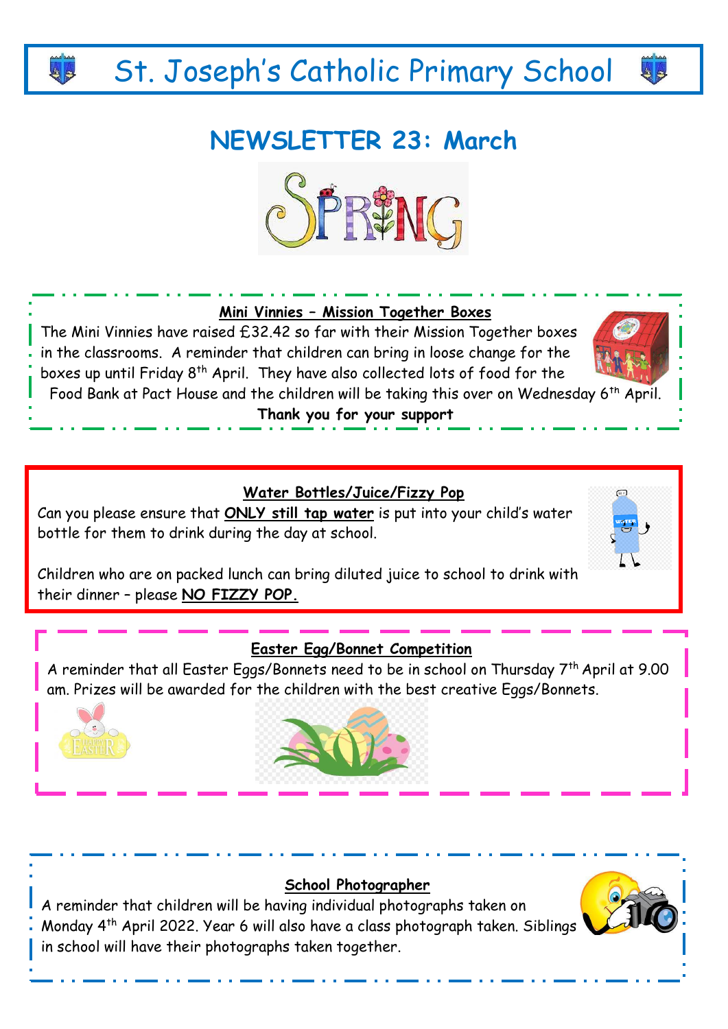# St. Joseph's Catholic Primary School

## NEWSLETTER 23: March

### Mini Vinnies – Mission Together Boxes

The Mini Vinnies have raised £32.42 so far with their Mission Together boxes in the classrooms. A reminder that children can bring in loose change for the boxes up until Friday 8th April. They have also collected lots of food for the Food Bank at Pact House and the children will be taking this over on Wednesday 6th April.

**Thank you for your support**

### Water Bottles/Juice/Fizzy Pop

Can you please ensure that **ONLY still tap water** is put into your child's water bottle for them to drink during the day at school.

Children who are on packed lunch can bring diluted juice to school to drink with their dinner – please **NO FIZZY POP.**

### Easter Egg/Bonnet Competition

A reminder that all Easter Eggs/Bonnets need to be in school on Thursday 7th April at 9.00 am. Prizes will be awarded for the children with the best creative Eggs/Bonnets.

### School Photographer

A reminder that children will be having individual photographs taken on Monday 4th April 2022. Year 6 will also have a class photograph taken. Siblings in school will have their photographs taken together.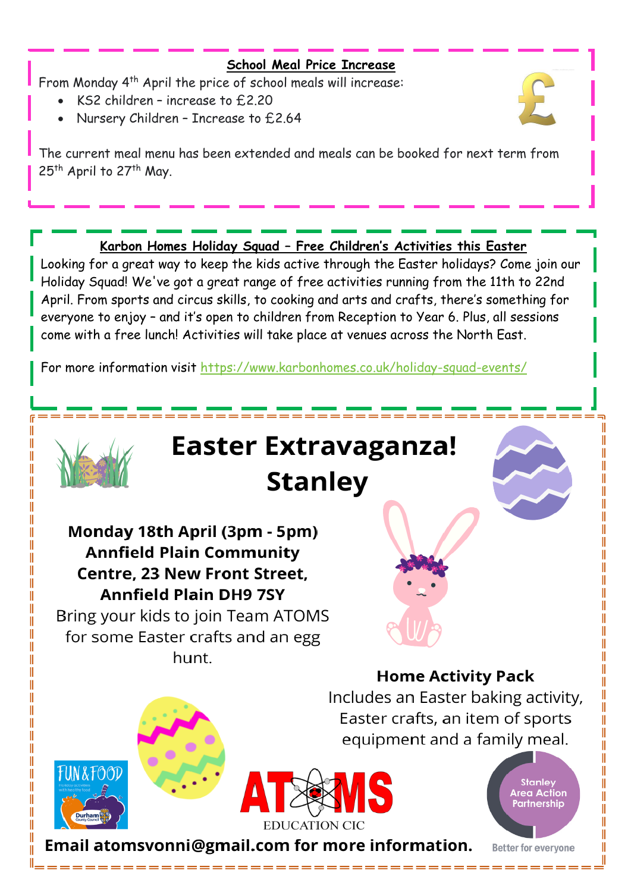## School Meal Price Increase

From Monday 4th April the price of school meals will increase:

- KS2 children – increase to £2.20
- Nursery Children – Increase to £2.64

The current meal menu has been extended and meals can be booked for next term from 25th April to 27th May.

## Karbon Homes Holiday Squad – Free Children's Activities this Easter

Looking for a great way to keep the kids active through the Easter holidays? Come join our Holiday Squad! We've got a great range of free activities running from the 11th to 22nd April. From sports and circus skills, to cooking and arts and crafts, there's something for everyone to enjoy – and it's open to children from Reception to Year 6. Plus, all sessions come with a free lunch! Activities will take place at venues across the North East.

For more information visit https://www.karbonhomes.co.uk/holiday-squad-events/

# Easter Extravaganza! Stanley

**Monday 18th April (3pm - 5pm) Annfield Plain Community Centre, 23 New Front Street, Annfield Plain DH9 7SY**

Bring your kids to join Team ATOMS for some Easter crafts and an egg hunt.

**Home Activity Pack**

Includes an Easter baking activity, Easter crafts, an item of sports equipment and a family meal.

FUN & FOOD – Holiday activities with healthy food – Durham County Council

ATOMS EDUCATION CIC

Stanley Area Action Partnership – Better for everyone

**Email atomsvonni@gmail.com for more information.**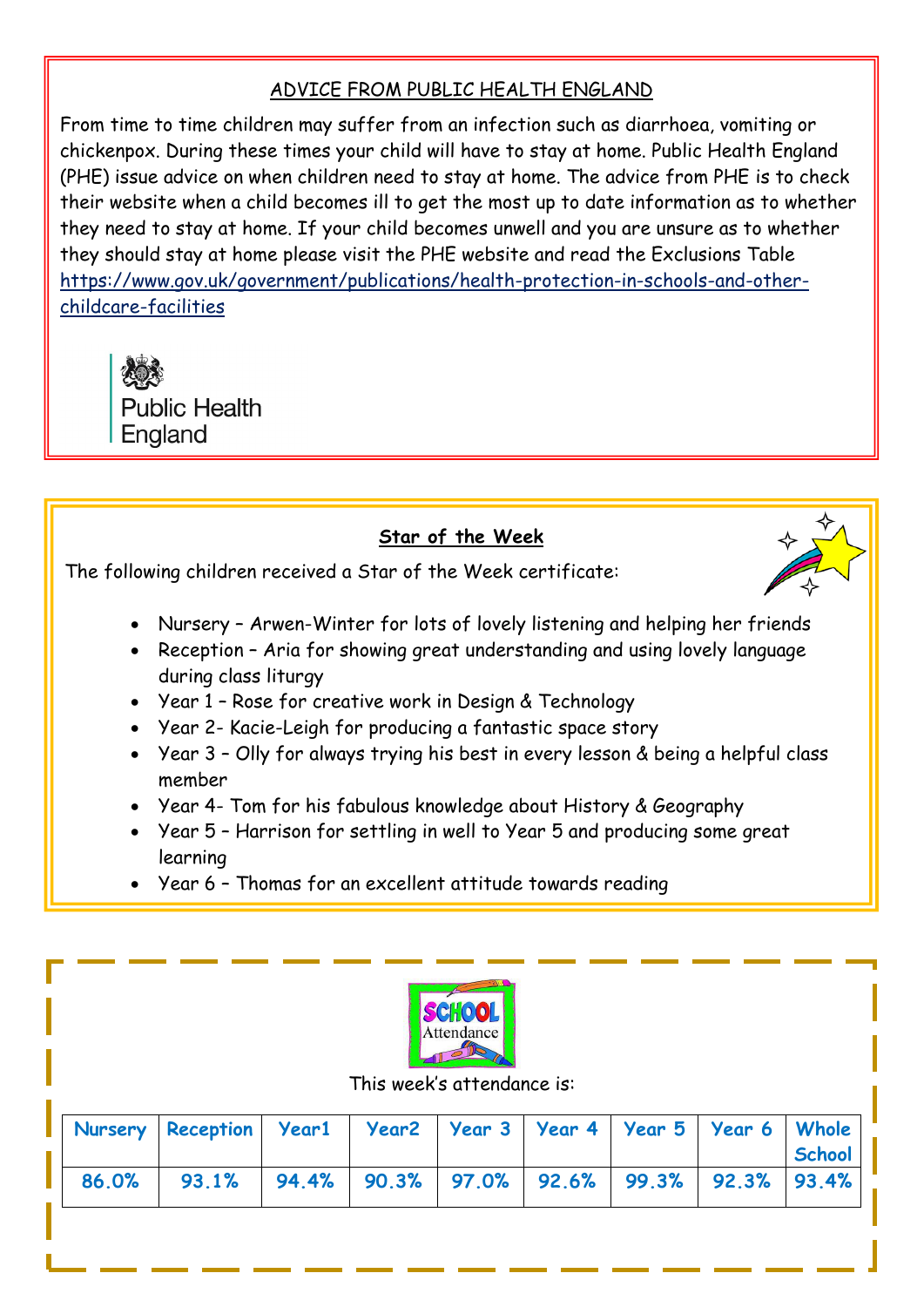## ADVICE FROM PUBLIC HEALTH ENGLAND

From time to time children may suffer from an infection such as diarrhoea, vomiting or chickenpox. During these times your child will have to stay at home. Public Health England (PHE) issue advice on when children need to stay at home. The advice from PHE is to check their website when a child becomes ill to get the most up to date information as to whether they need to stay at home. If your child becomes unwell and you are unsure as to whether they should stay at home please visit the PHE website and read the Exclusions Table https://www.gov.uk/government/publications/health-protection-in-schools-and-other-childcare-facilities

Public Health England

## Star of the Week

The following children received a Star of the Week certificate:

- Nursery – Arwen-Winter for lots of lovely listening and helping her friends
- Reception – Aria for showing great understanding and using lovely language during class liturgy
- Year 1 – Rose for creative work in Design & Technology
- Year 2- Kacie-Leigh for producing a fantastic space story
- Year 3 – Olly for always trying his best in every lesson & being a helpful class member
- Year 4- Tom for his fabulous knowledge about History & Geography
- Year 5 – Harrison for settling in well to Year 5 and producing some great learning
- Year 6 – Thomas for an excellent attitude towards reading

SCHOOL Attendance

This week's attendance is:

| Nursery | Reception | Year1 | Year2 | Year 3 | Year 4 | Year 5 | Year 6 | Whole School |
|---|---|---|---|---|---|---|---|---|
| 86.0% | 93.1% | 94.4% | 90.3% | 97.0% | 92.6% | 99.3% | 92.3% | 93.4% |